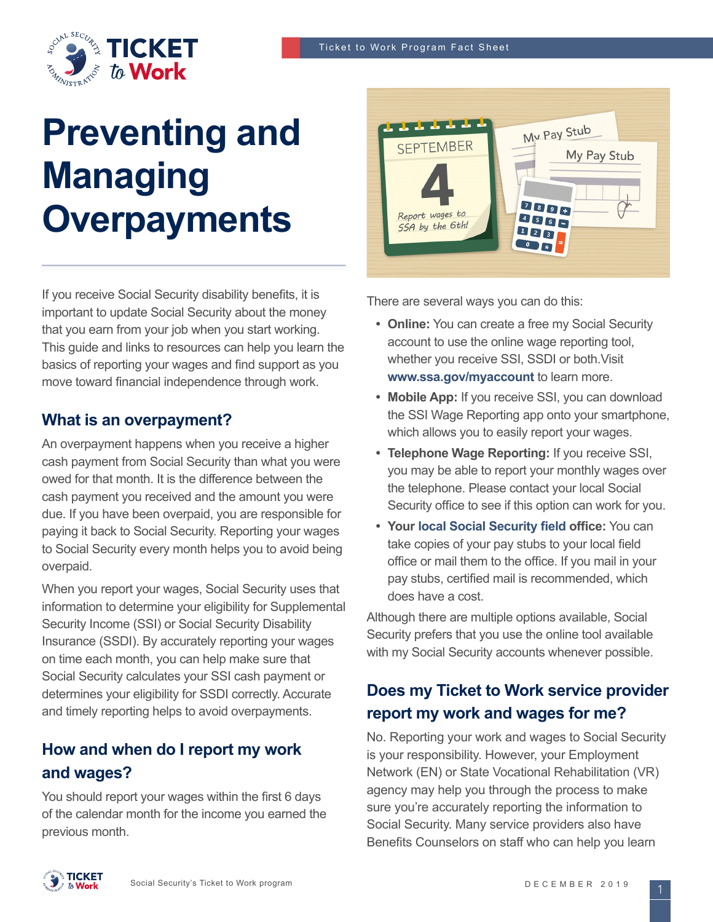# Preventing and Managing Overpayments

If you receive Social Security disability benefits, it is important to update Social Security about the money that you earn from your job when you start working. This guide and links to resources can help you learn the basics of reporting your wages and find support as you move toward financial independence through work.

## What is an overpayment?

An overpayment happens when you receive a higher cash payment from Social Security than what you were owed for that month. It is the difference between the cash payment you received and the amount you were due. If you have been overpaid, you are responsible for paying it back to Social Security. Reporting your wages to Social Security every month helps you to avoid being overpaid.

When you report your wages, Social Security uses that information to determine your eligibility for Supplemental Security Income (SSI) or Social Security Disability Insurance (SSDI). By accurately reporting your wages on time each month, you can help make sure that Social Security calculates your SSI cash payment or determines your eligibility for SSDI correctly. Accurate and timely reporting helps to avoid overpayments.

## How and when do I report my work and wages?

You should report your wages within the first 6 days of the calendar month for the income you earned the previous month.

There are several ways you can do this:

- **Online:** You can create a free my Social Security account to use the online wage reporting tool, whether you receive SSI, SSDI or both.Visit **www.ssa.gov/myaccount** to learn more.
- **Mobile App:** If you receive SSI, you can download the SSI Wage Reporting app onto your smartphone, which allows you to easily report your wages.
- **Telephone Wage Reporting:** If you receive SSI, you may be able to report your monthly wages over the telephone. Please contact your local Social Security office to see if this option can work for you.
- **Your local Social Security field office:** You can take copies of your pay stubs to your local field office or mail them to the office. If you mail in your pay stubs, certified mail is recommended, which does have a cost.

Although there are multiple options available, Social Security prefers that you use the online tool available with my Social Security accounts whenever possible.

## Does my Ticket to Work service provider report my work and wages for me?

No. Reporting your work and wages to Social Security is your responsibility. However, your Employment Network (EN) or State Vocational Rehabilitation (VR) agency may help you through the process to make sure you're accurately reporting the information to Social Security. Many service providers also have Benefits Counselors on staff who can help you learn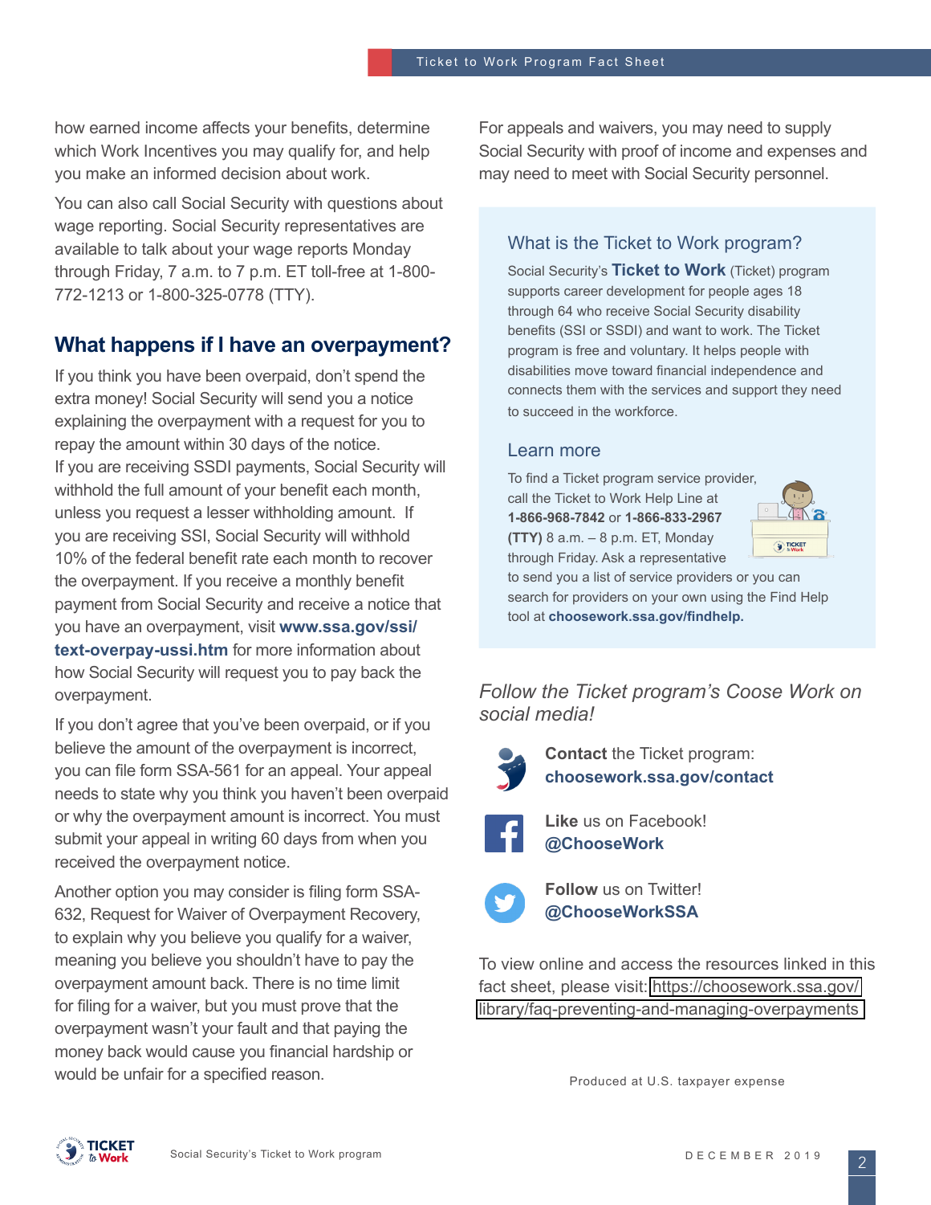how earned income affects your benefits, determine which Work Incentives you may qualify for, and help you make an informed decision about work.

You can also call Social Security with questions about wage reporting. Social Security representatives are available to talk about your wage reports Monday through Friday, 7 a.m. to 7 p.m. ET toll-free at 1-800-772-1213 or 1-800-325-0778 (TTY).

## What happens if I have an overpayment?

If you think you have been overpaid, don't spend the extra money! Social Security will send you a notice explaining the overpayment with a request for you to repay the amount within 30 days of the notice.
If you are receiving SSDI payments, Social Security will withhold the full amount of your benefit each month, unless you request a lesser withholding amount. If you are receiving SSI, Social Security will withhold 10% of the federal benefit rate each month to recover the overpayment. If you receive a monthly benefit payment from Social Security and receive a notice that you have an overpayment, visit **www.ssa.gov/ssi/text-overpay-ussi.htm** for more information about how Social Security will request you to pay back the overpayment.

If you don't agree that you've been overpaid, or if you believe the amount of the overpayment is incorrect, you can file form SSA-561 for an appeal. Your appeal needs to state why you think you haven't been overpaid or why the overpayment amount is incorrect. You must submit your appeal in writing 60 days from when you received the overpayment notice.

Another option you may consider is filing form SSA-632, Request for Waiver of Overpayment Recovery, to explain why you believe you qualify for a waiver, meaning you believe you shouldn't have to pay the overpayment amount back. There is no time limit for filing for a waiver, but you must prove that the overpayment wasn't your fault and that paying the money back would cause you financial hardship or would be unfair for a specified reason.

For appeals and waivers, you may need to supply Social Security with proof of income and expenses and may need to meet with Social Security personnel.

### What is the Ticket to Work program?

Social Security's **Ticket to Work** (Ticket) program supports career development for people ages 18 through 64 who receive Social Security disability benefits (SSI or SSDI) and want to work. The Ticket program is free and voluntary. It helps people with disabilities move toward financial independence and connects them with the services and support they need to succeed in the workforce.

### Learn more

To find a Ticket program service provider, call the Ticket to Work Help Line at **1-866-968-7842** or **1-866-833-2967 (TTY)** 8 a.m. – 8 p.m. ET, Monday through Friday. Ask a representative to send you a list of service providers or you can search for providers on your own using the Find Help tool at **choosework.ssa.gov/findhelp.**

*Follow the Ticket program's Coose Work on social media!*

**Contact** the Ticket program: **choosework.ssa.gov/contact**

**Like** us on Facebook! **@ChooseWork**

**Follow** us on Twitter! **@ChooseWorkSSA**

To view online and access the resources linked in this fact sheet, please visit: https://choosework.ssa.gov/library/faq-preventing-and-managing-overpayments

Produced at U.S. taxpayer expense